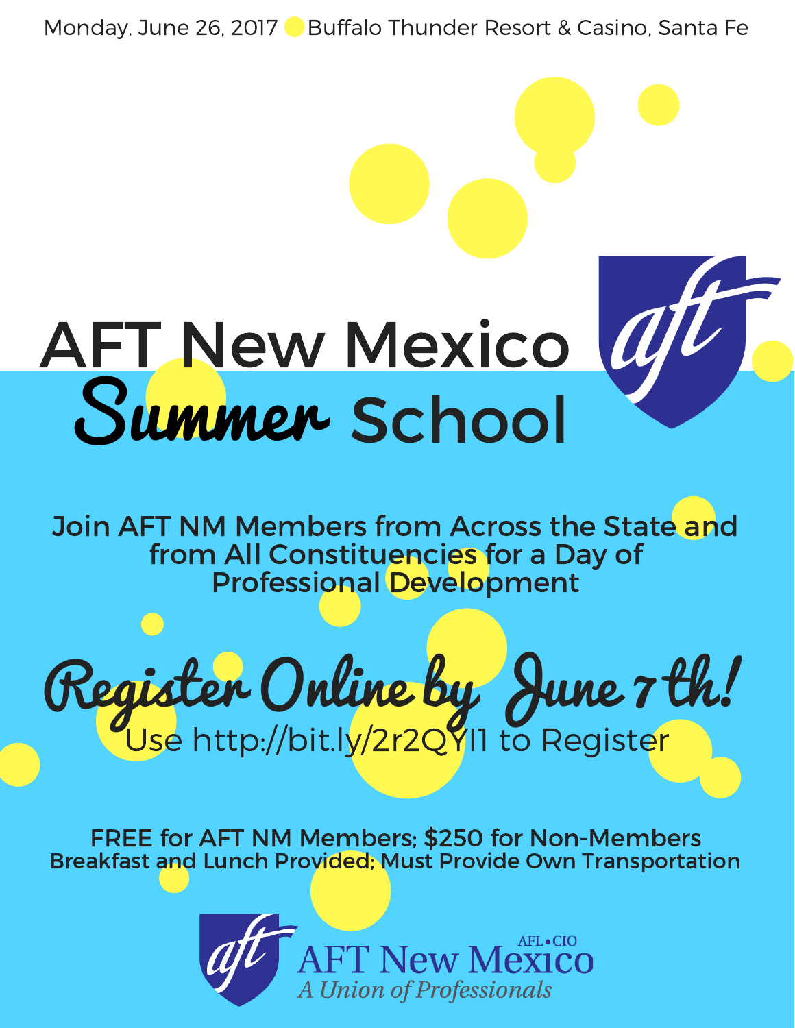Monday, June 26, 2017 ● Buffalo Thunder Resort & Casino, Santa Fe

# AFT New Mexico Summer School

**Join AFT NM Members from Across the State and from All Constituencies for a Day of Professional Development**

## Register Online by June 7th!

Use http://bit.ly/2r2QYI1 to Register

**FREE for AFT NM Members; $250 for Non-Members**

**Breakfast and Lunch Provided; Must Provide Own Transportation**

AFL•CIO

AFT New Mexico

*A Union of Professionals*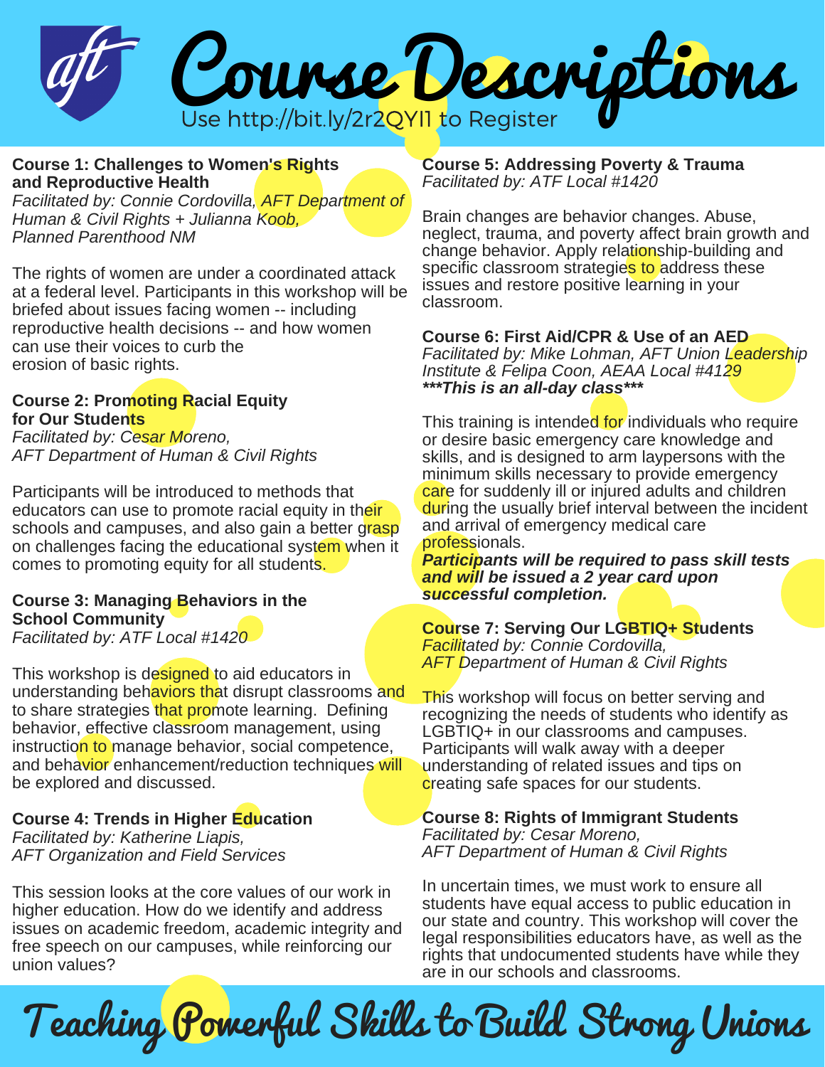# Course Descriptions

Use http://bit.ly/2r2QYI1 to Register

### Course 1: Challenges to Women's Rights and Reproductive Health

*Facilitated by: Connie Cordovilla, AFT Department of Human & Civil Rights + Julianna Koob, Planned Parenthood NM*

The rights of women are under a coordinated attack at a federal level. Participants in this workshop will be briefed about issues facing women -- including reproductive health decisions -- and how women can use their voices to curb the erosion of basic rights.

### Course 2: Promoting Racial Equity for Our Students

*Facilitated by: Cesar Moreno, AFT Department of Human & Civil Rights*

Participants will be introduced to methods that educators can use to promote racial equity in their schools and campuses, and also gain a better grasp on challenges facing the educational system when it comes to promoting equity for all students.

### Course 3: Managing Behaviors in the School Community

*Facilitated by: ATF Local #1420*

This workshop is designed to aid educators in understanding behaviors that disrupt classrooms and to share strategies that promote learning. Defining behavior, effective classroom management, using instruction to manage behavior, social competence, and behavior enhancement/reduction techniques will be explored and discussed.

### Course 4: Trends in Higher Education

*Facilitated by: Katherine Liapis, AFT Organization and Field Services*

This session looks at the core values of our work in higher education. How do we identify and address issues on academic freedom, academic integrity and free speech on our campuses, while reinforcing our union values?

### Course 5: Addressing Poverty & Trauma

*Facilitated by: ATF Local #1420*

Brain changes are behavior changes. Abuse, neglect, trauma, and poverty affect brain growth and change behavior. Apply relationship-building and specific classroom strategies to address these issues and restore positive learning in your classroom.

### Course 6: First Aid/CPR & Use of an AED

*Facilitated by: Mike Lohman, AFT Union Leadership Institute & Felipa Coon, AEAA Local #4129*
***\*\*\*This is an all-day class\*\*\****

This training is intended for individuals who require or desire basic emergency care knowledge and skills, and is designed to arm laypersons with the minimum skills necessary to provide emergency care for suddenly ill or injured adults and children during the usually brief interval between the incident and arrival of emergency medical care professionals.
***Participants will be required to pass skill tests and will be issued a 2 year card upon successful completion.***

### Course 7: Serving Our LGBTIQ+ Students

*Facilitated by: Connie Cordovilla, AFT Department of Human & Civil Rights*

This workshop will focus on better serving and recognizing the needs of students who identify as LGBTIQ+ in our classrooms and campuses. Participants will walk away with a deeper understanding of related issues and tips on creating safe spaces for our students.

### Course 8: Rights of Immigrant Students

*Facilitated by: Cesar Moreno, AFT Department of Human & Civil Rights*

In uncertain times, we must work to ensure all students have equal access to public education in our state and country. This workshop will cover the legal responsibilities educators have, as well as the rights that undocumented students have while they are in our schools and classrooms.

**Teaching Powerful Skills to Build Strong Unions**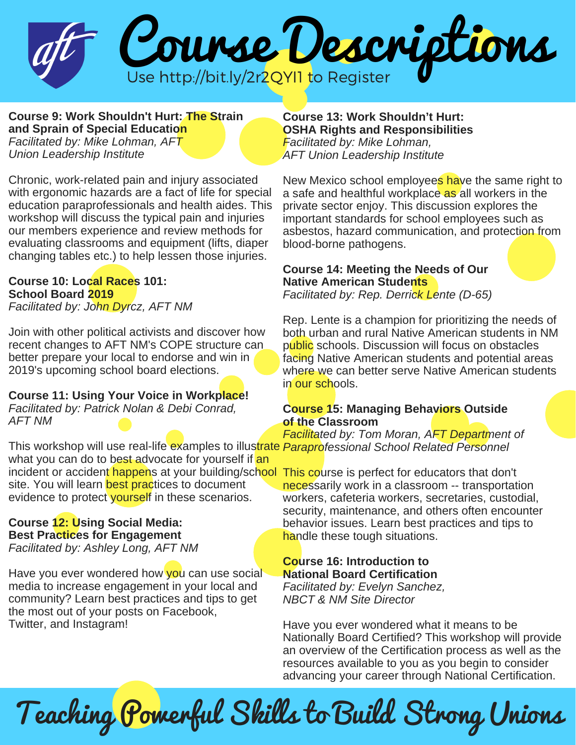# Course Descriptions

Use http://bit.ly/2r2QYI1 to Register

**Course 9: Work Shouldn't Hurt: The Strain and Sprain of Special Education**
*Facilitated by: Mike Lohman, AFT Union Leadership Institute*

Chronic, work-related pain and injury associated with ergonomic hazards are a fact of life for special education paraprofessionals and health aides. This workshop will discuss the typical pain and injuries our members experience and review methods for evaluating classrooms and equipment (lifts, diaper changing tables etc.) to help lessen those injuries.

**Course 10: Local Races 101: School Board 2019**
*Facilitated by: John Dyrcz, AFT NM*

Join with other political activists and discover how recent changes to AFT NM's COPE structure can better prepare your local to endorse and win in 2019's upcoming school board elections.

**Course 11: Using Your Voice in Workplace!**
*Facilitated by: Patrick Nolan & Debi Conrad, AFT NM*

This workshop will use real-life examples to illustrate what you can do to best advocate for yourself if an incident or accident happens at your building/school site. You will learn best practices to document evidence to protect yourself in these scenarios.

**Course 12: Using Social Media: Best Practices for Engagement**
*Facilitated by: Ashley Long, AFT NM*

Have you ever wondered how you can use social media to increase engagement in your local and community? Learn best practices and tips to get the most out of your posts on Facebook, Twitter, and Instagram!

**Course 13: Work Shouldn't Hurt: OSHA Rights and Responsibilities**
*Facilitated by: Mike Lohman, AFT Union Leadership Institute*

New Mexico school employees have the same right to a safe and healthful workplace as all workers in the private sector enjoy. This discussion explores the important standards for school employees such as asbestos, hazard communication, and protection from blood-borne pathogens.

**Course 14: Meeting the Needs of Our Native American Students**
*Facilitated by: Rep. Derrick Lente (D-65)*

Rep. Lente is a champion for prioritizing the needs of both urban and rural Native American students in NM public schools. Discussion will focus on obstacles facing Native American students and potential areas where we can better serve Native American students in our schools.

**Course 15: Managing Behaviors Outside of the Classroom**
*Facilitated by: Tom Moran, AFT Department of Paraprofessional School Related Personnel*

This course is perfect for educators that don't necessarily work in a classroom -- transportation workers, cafeteria workers, secretaries, custodial, security, maintenance, and others often encounter behavior issues. Learn best practices and tips to handle these tough situations.

**Course 16: Introduction to National Board Certification**
*Facilitated by: Evelyn Sanchez, NBCT & NM Site Director*

Have you ever wondered what it means to be Nationally Board Certified? This workshop will provide an overview of the Certification process as well as the resources available to you as you begin to consider advancing your career through National Certification.

Teaching Powerful Skills to Build Strong Unions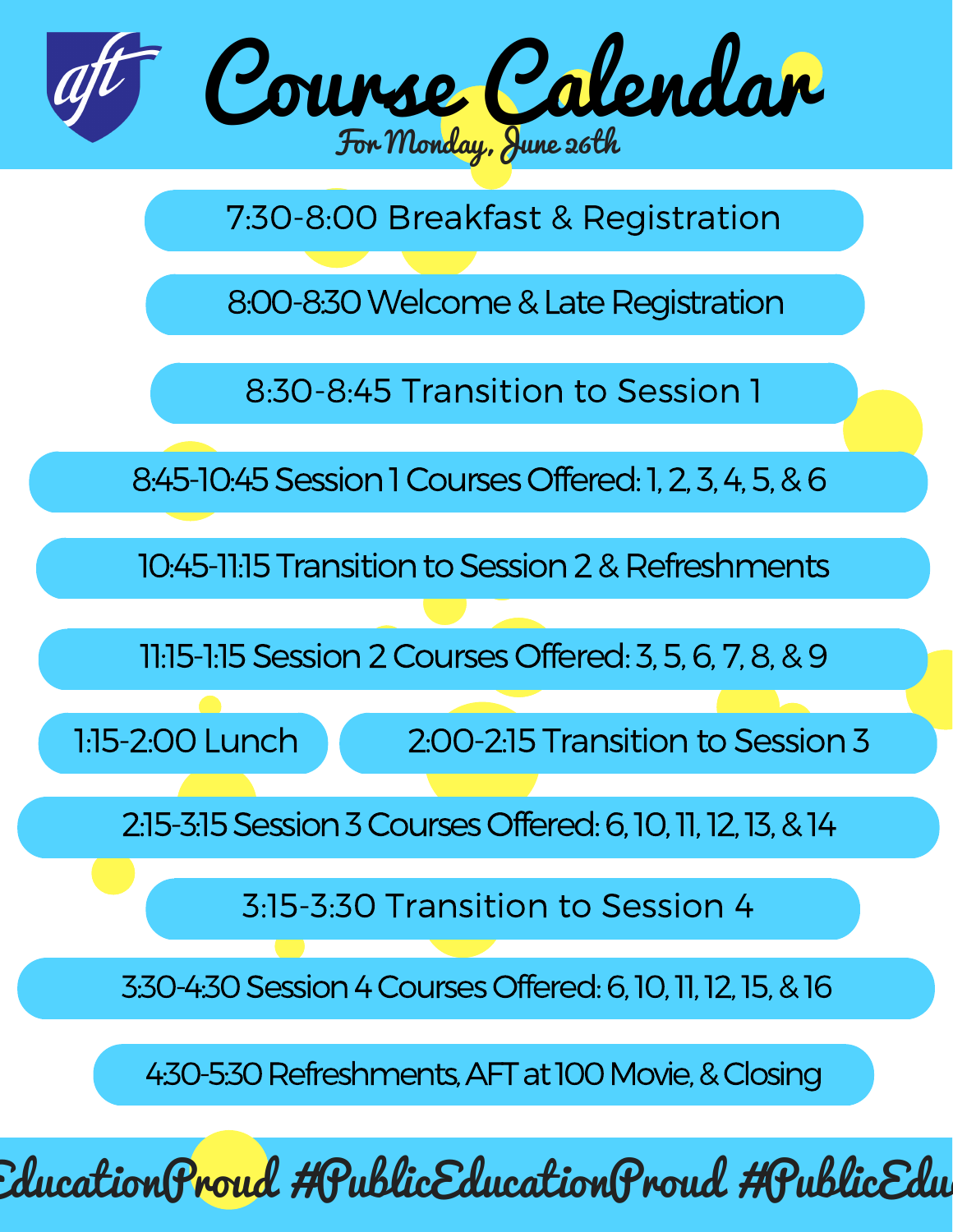# Course Calendar

For Monday, June 26th

7:30-8:00 Breakfast & Registration

8:00-8:30 Welcome & Late Registration

8:30-8:45 Transition to Session 1

8:45-10:45 Session 1 Courses Offered: 1, 2, 3, 4, 5, & 6

10:45-11:15 Transition to Session 2 & Refreshments

11:15-1:15 Session 2 Courses Offered: 3, 5, 6, 7, 8, & 9

1:15-2:00 Lunch

2:00-2:15 Transition to Session 3

2:15-3:15 Session 3 Courses Offered: 6, 10, 11, 12, 13, & 14

3:15-3:30 Transition to Session 4

3:30-4:30 Session 4 Courses Offered: 6, 10, 11, 12, 15, & 16

4:30-5:30 Refreshments, AFT at 100 Movie, & Closing

EducationProud #PublicEducationProud #PublicEdu